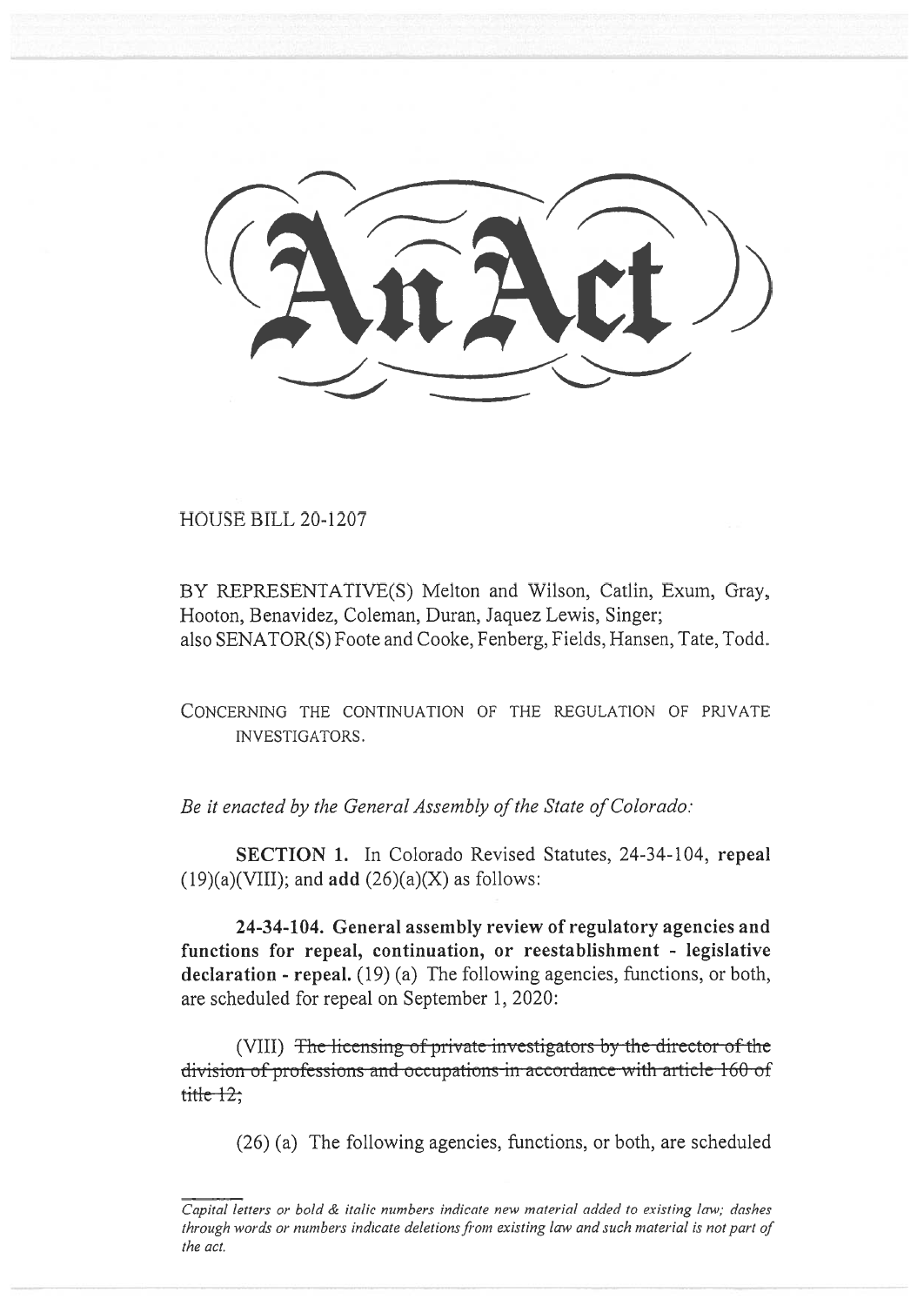# An Act

HOUSE BILL 20-1207

BY REPRESENTATIVE(S) Melton and Wilson, Catlin, Exum, Gray, Hooton, Benavidez, Coleman, Duran, Jaquez Lewis, Singer; also SENATOR(S) Foote and Cooke, Fenberg, Fields, Hansen, Tate, Todd.

CONCERNING THE CONTINUATION OF THE REGULATION OF PRIVATE INVESTIGATORS.

*Be it enacted by the General Assembly of the State of Colorado:*

**SECTION 1.** In Colorado Revised Statutes, 24-34-104, **repeal** (19)(a)(VIII); and **add** (26)(a)(X) as follows:

**24-34-104. General assembly review of regulatory agencies and functions for repeal, continuation, or reestablishment - legislative declaration - repeal.** (19) (a) The following agencies, functions, or both, are scheduled for repeal on September 1, 2020:

(VIII) ~~The licensing of private investigators by the director of the division of professions and occupations in accordance with article 160 of title 12;~~

(26) (a) The following agencies, functions, or both, are scheduled

*Capital letters or bold & italic numbers indicate new material added to existing law; dashes through words or numbers indicate deletions from existing law and such material is not part of the act.*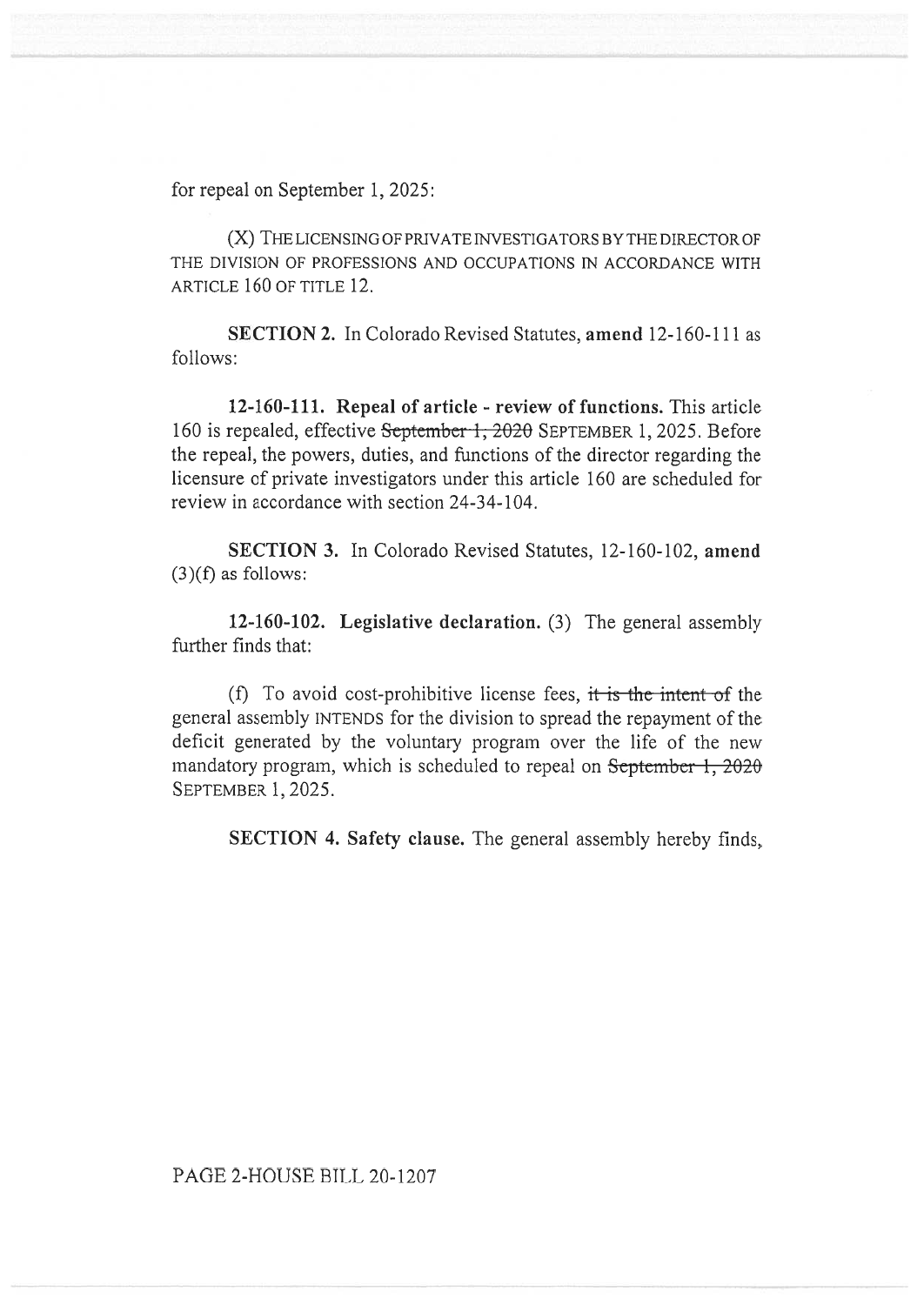for repeal on September 1, 2025:

(X) THE LICENSING OF PRIVATE INVESTIGATORS BY THE DIRECTOR OF THE DIVISION OF PROFESSIONS AND OCCUPATIONS IN ACCORDANCE WITH ARTICLE 160 OF TITLE 12.

**SECTION 2.** In Colorado Revised Statutes, **amend** 12-160-111 as follows:

**12-160-111. Repeal of article - review of functions.** This article 160 is repealed, effective ~~September 1, 2020~~ SEPTEMBER 1, 2025. Before the repeal, the powers, duties, and functions of the director regarding the licensure of private investigators under this article 160 are scheduled for review in accordance with section 24-34-104.

**SECTION 3.** In Colorado Revised Statutes, 12-160-102, **amend** (3)(f) as follows:

**12-160-102. Legislative declaration.** (3) The general assembly further finds that:

(f) To avoid cost-prohibitive license fees, ~~it is the intent of~~ the general assembly INTENDS for the division to spread the repayment of the deficit generated by the voluntary program over the life of the new mandatory program, which is scheduled to repeal on ~~September 1, 2020~~ SEPTEMBER 1, 2025.

**SECTION 4. Safety clause.** The general assembly hereby finds,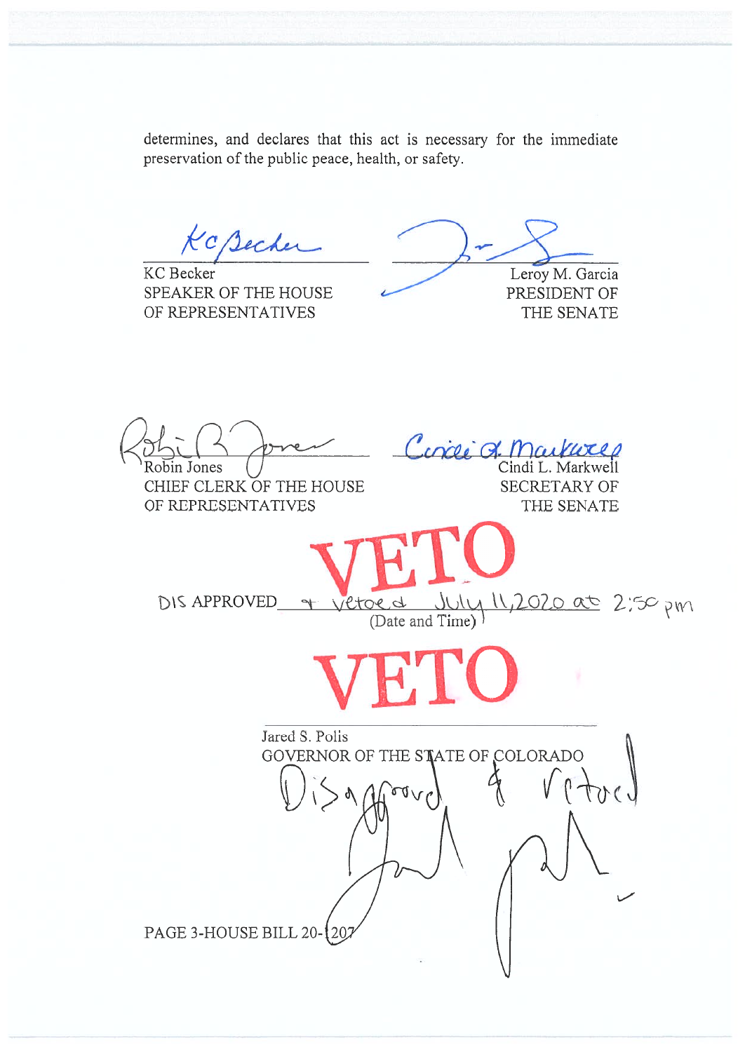determines, and declares that this act is necessary for the immediate preservation of the public peace, health, or safety.

KC Becker
SPEAKER OF THE HOUSE
OF REPRESENTATIVES

Leroy M. Garcia
PRESIDENT OF
THE SENATE

Robin Jones
CHIEF CLERK OF THE HOUSE
OF REPRESENTATIVES

Cindi L. Markwell
SECRETARY OF
THE SENATE

VETO

DIS APPROVED & vetoed July 11, 2020 at 2:50 pm
(Date and Time)

VETO

Jared S. Polis
GOVERNOR OF THE STATE OF COLORADO

Disapproved & vetoed

PAGE 3-HOUSE BILL 20-1207